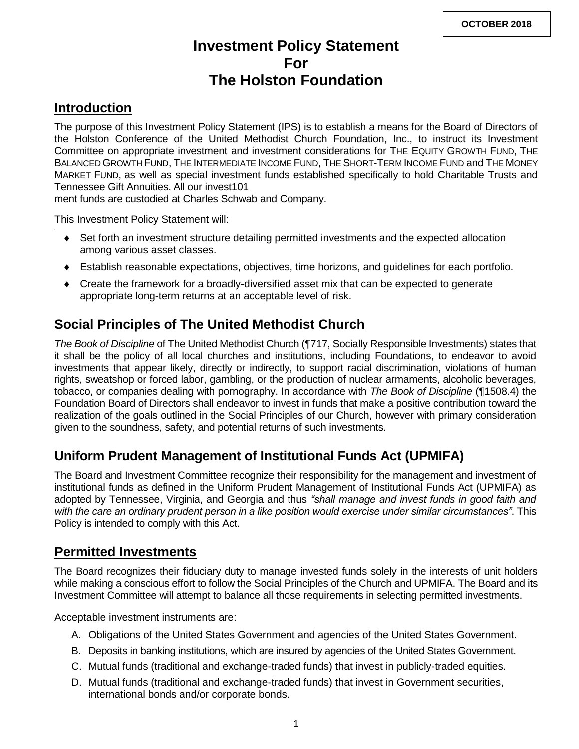OCTOBER 2018

# Investment Policy Statement
# For
# The Holston Foundation

## Introduction

The purpose of this Investment Policy Statement (IPS) is to establish a means for the Board of Directors of the Holston Conference of the United Methodist Church Foundation, Inc., to instruct its Investment Committee on appropriate investment and investment considerations for THE EQUITY GROWTH FUND, THE BALANCED GROWTH FUND, THE INTERMEDIATE INCOME FUND, THE SHORT-TERM INCOME FUND and THE MONEY MARKET FUND, as well as special investment funds established specifically to hold Charitable Trusts and Tennessee Gift Annuities. All our invest101
ment funds are custodied at Charles Schwab and Company.

This Investment Policy Statement will:

- Set forth an investment structure detailing permitted investments and the expected allocation among various asset classes.
- Establish reasonable expectations, objectives, time horizons, and guidelines for each portfolio.
- Create the framework for a broadly-diversified asset mix that can be expected to generate appropriate long-term returns at an acceptable level of risk.

## Social Principles of The United Methodist Church

*The Book of Discipline* of The United Methodist Church (¶717, Socially Responsible Investments) states that it shall be the policy of all local churches and institutions, including Foundations, to endeavor to avoid investments that appear likely, directly or indirectly, to support racial discrimination, violations of human rights, sweatshop or forced labor, gambling, or the production of nuclear armaments, alcoholic beverages, tobacco, or companies dealing with pornography. In accordance with *The Book of Discipline* (¶1508.4) the Foundation Board of Directors shall endeavor to invest in funds that make a positive contribution toward the realization of the goals outlined in the Social Principles of our Church, however with primary consideration given to the soundness, safety, and potential returns of such investments.

## Uniform Prudent Management of Institutional Funds Act (UPMIFA)

The Board and Investment Committee recognize their responsibility for the management and investment of institutional funds as defined in the Uniform Prudent Management of Institutional Funds Act (UPMIFA) as adopted by Tennessee, Virginia, and Georgia and thus *"shall manage and invest funds in good faith and with the care an ordinary prudent person in a like position would exercise under similar circumstances"*. This Policy is intended to comply with this Act.

## Permitted Investments

The Board recognizes their fiduciary duty to manage invested funds solely in the interests of unit holders while making a conscious effort to follow the Social Principles of the Church and UPMIFA. The Board and its Investment Committee will attempt to balance all those requirements in selecting permitted investments.

Acceptable investment instruments are:

A. Obligations of the United States Government and agencies of the United States Government.
B. Deposits in banking institutions, which are insured by agencies of the United States Government.
C. Mutual funds (traditional and exchange-traded funds) that invest in publicly-traded equities.
D. Mutual funds (traditional and exchange-traded funds) that invest in Government securities, international bonds and/or corporate bonds.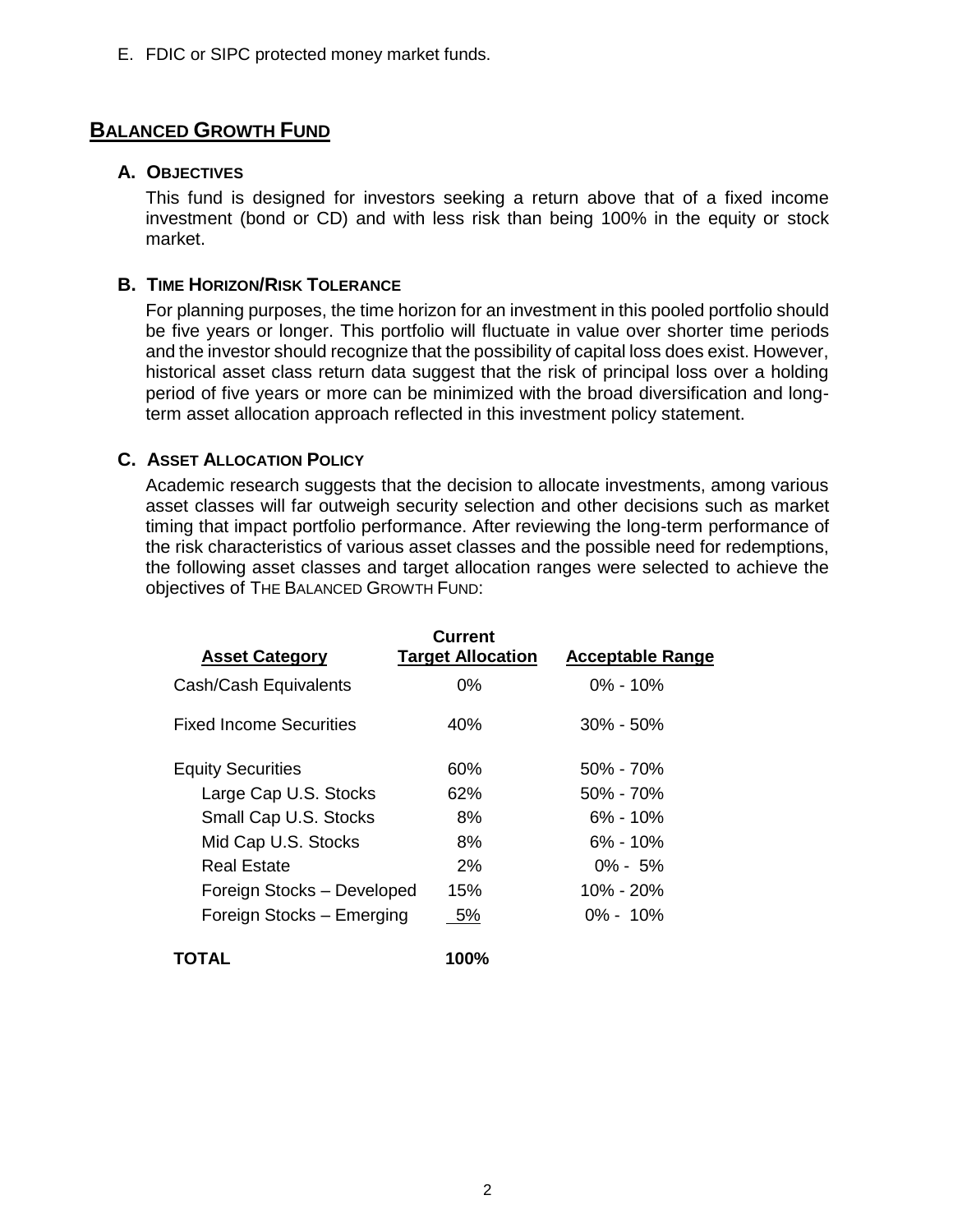E. FDIC or SIPC protected money market funds.

## BALANCED GROWTH FUND

### A. OBJECTIVES

This fund is designed for investors seeking a return above that of a fixed income investment (bond or CD) and with less risk than being 100% in the equity or stock market.

### B. TIME HORIZON/RISK TOLERANCE

For planning purposes, the time horizon for an investment in this pooled portfolio should be five years or longer. This portfolio will fluctuate in value over shorter time periods and the investor should recognize that the possibility of capital loss does exist. However, historical asset class return data suggest that the risk of principal loss over a holding period of five years or more can be minimized with the broad diversification and long-term asset allocation approach reflected in this investment policy statement.

### C. ASSET ALLOCATION POLICY

Academic research suggests that the decision to allocate investments, among various asset classes will far outweigh security selection and other decisions such as market timing that impact portfolio performance. After reviewing the long-term performance of the risk characteristics of various asset classes and the possible need for redemptions, the following asset classes and target allocation ranges were selected to achieve the objectives of THE BALANCED GROWTH FUND:

| Asset Category | Current Target Allocation | Acceptable Range |
|---|---|---|
| Cash/Cash Equivalents | 0% | 0% - 10% |
| Fixed Income Securities | 40% | 30% - 50% |
| Equity Securities | 60% | 50% - 70% |
| Large Cap U.S. Stocks | 62% | 50% - 70% |
| Small Cap U.S. Stocks | 8% | 6% - 10% |
| Mid Cap U.S. Stocks | 8% | 6% - 10% |
| Real Estate | 2% | 0% - 5% |
| Foreign Stocks – Developed | 15% | 10% - 20% |
| Foreign Stocks – Emerging | 5% | 0% - 10% |
| **TOTAL** | **100%** | |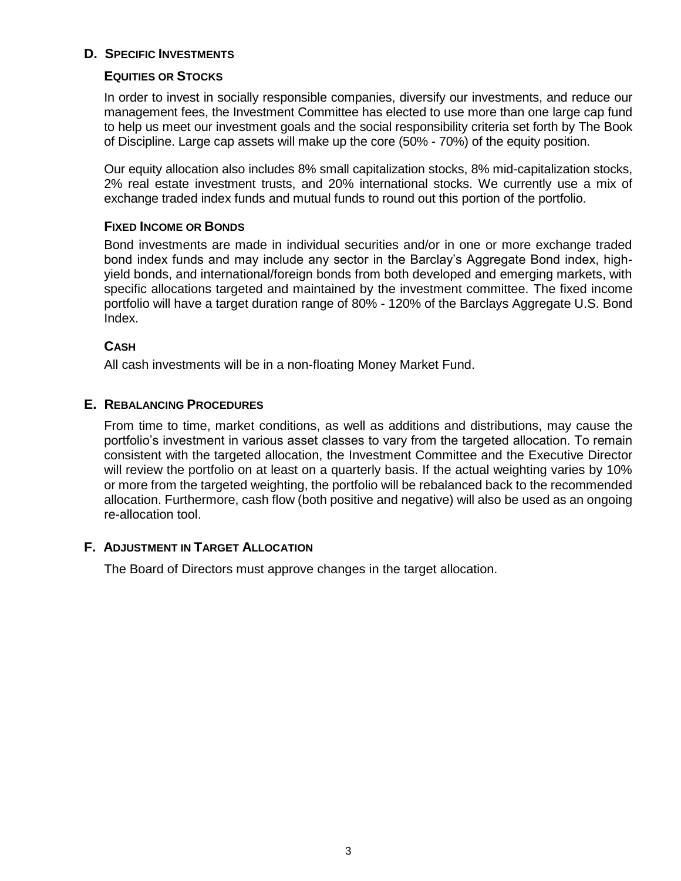## D. Specific Investments

### Equities or Stocks

In order to invest in socially responsible companies, diversify our investments, and reduce our management fees, the Investment Committee has elected to use more than one large cap fund to help us meet our investment goals and the social responsibility criteria set forth by The Book of Discipline. Large cap assets will make up the core (50% - 70%) of the equity position.

Our equity allocation also includes 8% small capitalization stocks, 8% mid-capitalization stocks, 2% real estate investment trusts, and 20% international stocks. We currently use a mix of exchange traded index funds and mutual funds to round out this portion of the portfolio.

### Fixed Income or Bonds

Bond investments are made in individual securities and/or in one or more exchange traded bond index funds and may include any sector in the Barclay's Aggregate Bond index, high-yield bonds, and international/foreign bonds from both developed and emerging markets, with specific allocations targeted and maintained by the investment committee. The fixed income portfolio will have a target duration range of 80% - 120% of the Barclays Aggregate U.S. Bond Index.

### Cash

All cash investments will be in a non-floating Money Market Fund.

## E. Rebalancing Procedures

From time to time, market conditions, as well as additions and distributions, may cause the portfolio's investment in various asset classes to vary from the targeted allocation. To remain consistent with the targeted allocation, the Investment Committee and the Executive Director will review the portfolio on at least on a quarterly basis. If the actual weighting varies by 10% or more from the targeted weighting, the portfolio will be rebalanced back to the recommended allocation. Furthermore, cash flow (both positive and negative) will also be used as an ongoing re-allocation tool.

## F. Adjustment in Target Allocation

The Board of Directors must approve changes in the target allocation.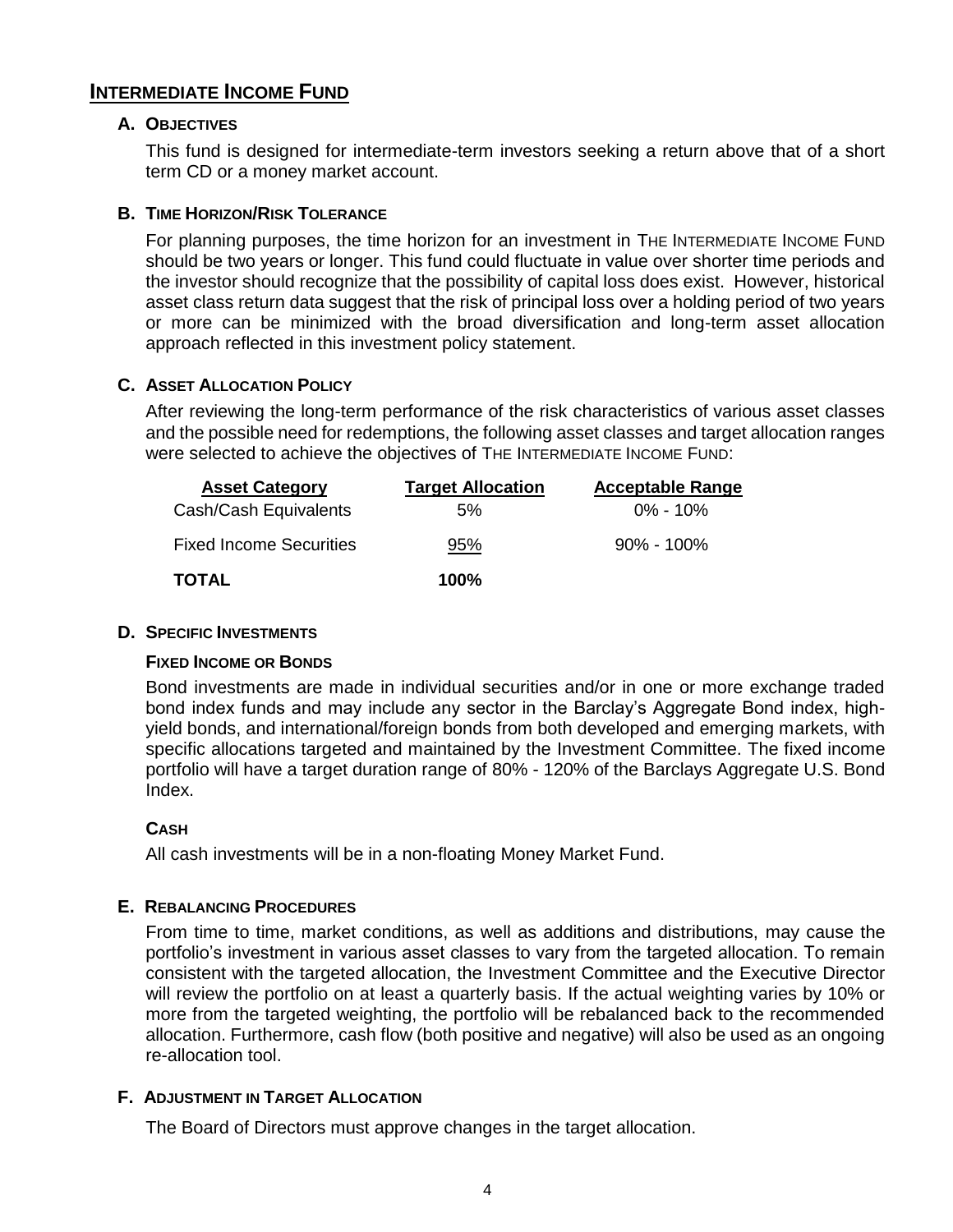## INTERMEDIATE INCOME FUND

### A. OBJECTIVES

This fund is designed for intermediate-term investors seeking a return above that of a short term CD or a money market account.

### B. TIME HORIZON/RISK TOLERANCE

For planning purposes, the time horizon for an investment in THE INTERMEDIATE INCOME FUND should be two years or longer. This fund could fluctuate in value over shorter time periods and the investor should recognize that the possibility of capital loss does exist. However, historical asset class return data suggest that the risk of principal loss over a holding period of two years or more can be minimized with the broad diversification and long-term asset allocation approach reflected in this investment policy statement.

### C. ASSET ALLOCATION POLICY

After reviewing the long-term performance of the risk characteristics of various asset classes and the possible need for redemptions, the following asset classes and target allocation ranges were selected to achieve the objectives of THE INTERMEDIATE INCOME FUND:

| Asset Category | Target Allocation | Acceptable Range |
| --- | --- | --- |
| Cash/Cash Equivalents | 5% | 0% - 10% |
| Fixed Income Securities | 95% | 90% - 100% |
| **TOTAL** | **100%** | |

### D. SPECIFIC INVESTMENTS

**FIXED INCOME OR BONDS**

Bond investments are made in individual securities and/or in one or more exchange traded bond index funds and may include any sector in the Barclay's Aggregate Bond index, high-yield bonds, and international/foreign bonds from both developed and emerging markets, with specific allocations targeted and maintained by the Investment Committee. The fixed income portfolio will have a target duration range of 80% - 120% of the Barclays Aggregate U.S. Bond Index.

**CASH**

All cash investments will be in a non-floating Money Market Fund.

### E. REBALANCING PROCEDURES

From time to time, market conditions, as well as additions and distributions, may cause the portfolio's investment in various asset classes to vary from the targeted allocation. To remain consistent with the targeted allocation, the Investment Committee and the Executive Director will review the portfolio on at least a quarterly basis. If the actual weighting varies by 10% or more from the targeted weighting, the portfolio will be rebalanced back to the recommended allocation. Furthermore, cash flow (both positive and negative) will also be used as an ongoing re-allocation tool.

### F. ADJUSTMENT IN TARGET ALLOCATION

The Board of Directors must approve changes in the target allocation.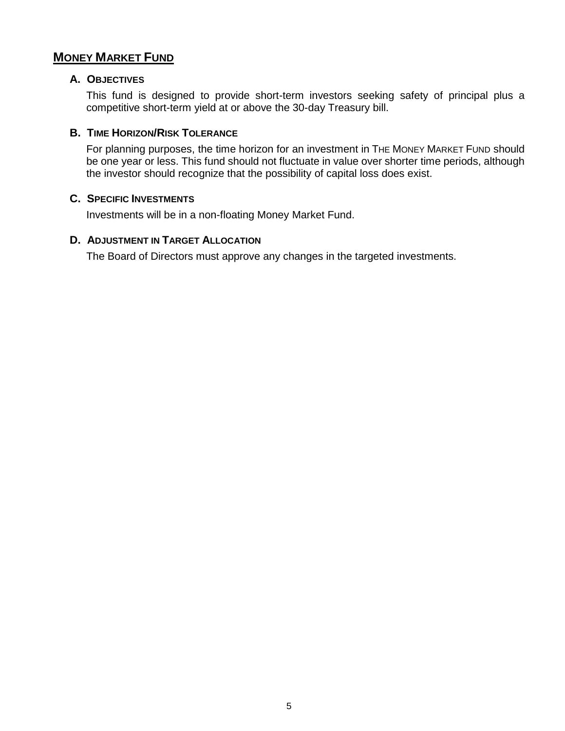## MONEY MARKET FUND

### A. OBJECTIVES

This fund is designed to provide short-term investors seeking safety of principal plus a competitive short-term yield at or above the 30-day Treasury bill.

### B. TIME HORIZON/RISK TOLERANCE

For planning purposes, the time horizon for an investment in THE MONEY MARKET FUND should be one year or less. This fund should not fluctuate in value over shorter time periods, although the investor should recognize that the possibility of capital loss does exist.

### C. SPECIFIC INVESTMENTS

Investments will be in a non-floating Money Market Fund.

### D. ADJUSTMENT IN TARGET ALLOCATION

The Board of Directors must approve any changes in the targeted investments.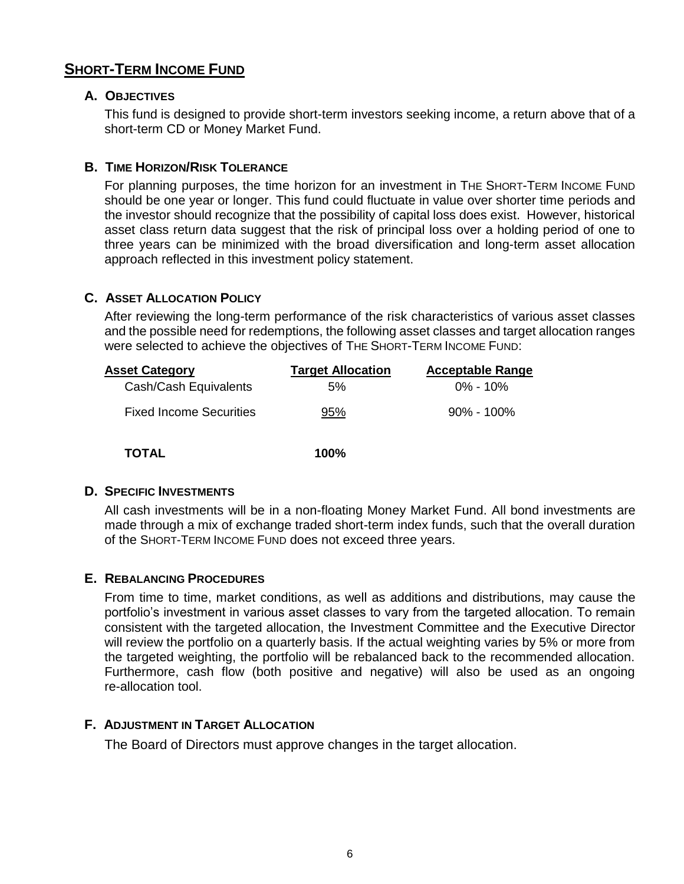## Short-Term Income Fund

### A. Objectives

This fund is designed to provide short-term investors seeking income, a return above that of a short-term CD or Money Market Fund.

### B. Time Horizon/Risk Tolerance

For planning purposes, the time horizon for an investment in The Short-Term Income Fund should be one year or longer. This fund could fluctuate in value over shorter time periods and the investor should recognize that the possibility of capital loss does exist. However, historical asset class return data suggest that the risk of principal loss over a holding period of one to three years can be minimized with the broad diversification and long-term asset allocation approach reflected in this investment policy statement.

### C. Asset Allocation Policy

After reviewing the long-term performance of the risk characteristics of various asset classes and the possible need for redemptions, the following asset classes and target allocation ranges were selected to achieve the objectives of The Short-Term Income Fund:

| Asset Category | Target Allocation | Acceptable Range |
|---|---|---|
| Cash/Cash Equivalents | 5% | 0% - 10% |
| Fixed Income Securities | 95% | 90% - 100% |
| **TOTAL** | **100%** | |

### D. Specific Investments

All cash investments will be in a non-floating Money Market Fund. All bond investments are made through a mix of exchange traded short-term index funds, such that the overall duration of the Short-Term Income Fund does not exceed three years.

### E. Rebalancing Procedures

From time to time, market conditions, as well as additions and distributions, may cause the portfolio's investment in various asset classes to vary from the targeted allocation. To remain consistent with the targeted allocation, the Investment Committee and the Executive Director will review the portfolio on a quarterly basis. If the actual weighting varies by 5% or more from the targeted weighting, the portfolio will be rebalanced back to the recommended allocation. Furthermore, cash flow (both positive and negative) will also be used as an ongoing re-allocation tool.

### F. Adjustment in Target Allocation

The Board of Directors must approve changes in the target allocation.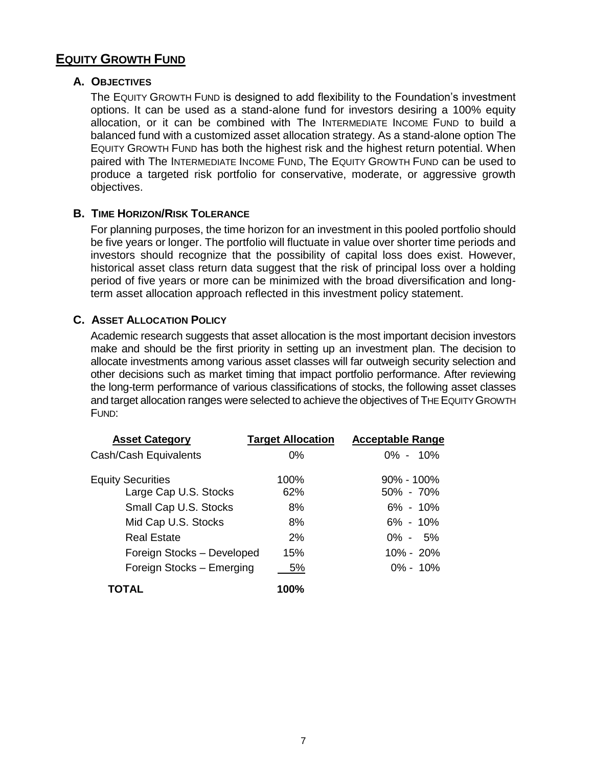## EQUITY GROWTH FUND

### A. OBJECTIVES

The EQUITY GROWTH FUND is designed to add flexibility to the Foundation's investment options. It can be used as a stand-alone fund for investors desiring a 100% equity allocation, or it can be combined with The INTERMEDIATE INCOME FUND to build a balanced fund with a customized asset allocation strategy. As a stand-alone option The EQUITY GROWTH FUND has both the highest risk and the highest return potential. When paired with The INTERMEDIATE INCOME FUND, The EQUITY GROWTH FUND can be used to produce a targeted risk portfolio for conservative, moderate, or aggressive growth objectives.

### B. TIME HORIZON/RISK TOLERANCE

For planning purposes, the time horizon for an investment in this pooled portfolio should be five years or longer. The portfolio will fluctuate in value over shorter time periods and investors should recognize that the possibility of capital loss does exist. However, historical asset class return data suggest that the risk of principal loss over a holding period of five years or more can be minimized with the broad diversification and long-term asset allocation approach reflected in this investment policy statement.

### C. ASSET ALLOCATION POLICY

Academic research suggests that asset allocation is the most important decision investors make and should be the first priority in setting up an investment plan. The decision to allocate investments among various asset classes will far outweigh security selection and other decisions such as market timing that impact portfolio performance. After reviewing the long-term performance of various classifications of stocks, the following asset classes and target allocation ranges were selected to achieve the objectives of THE EQUITY GROWTH FUND:

| Asset Category | Target Allocation | Acceptable Range |
|---|---|---|
| Cash/Cash Equivalents | 0% | 0% - 10% |
| Equity Securities | 100% | 90% - 100% |
| Large Cap U.S. Stocks | 62% | 50% - 70% |
| Small Cap U.S. Stocks | 8% | 6% - 10% |
| Mid Cap U.S. Stocks | 8% | 6% - 10% |
| Real Estate | 2% | 0% - 5% |
| Foreign Stocks – Developed | 15% | 10% - 20% |
| Foreign Stocks – Emerging | 5% | 0% - 10% |
| **TOTAL** | **100%** | |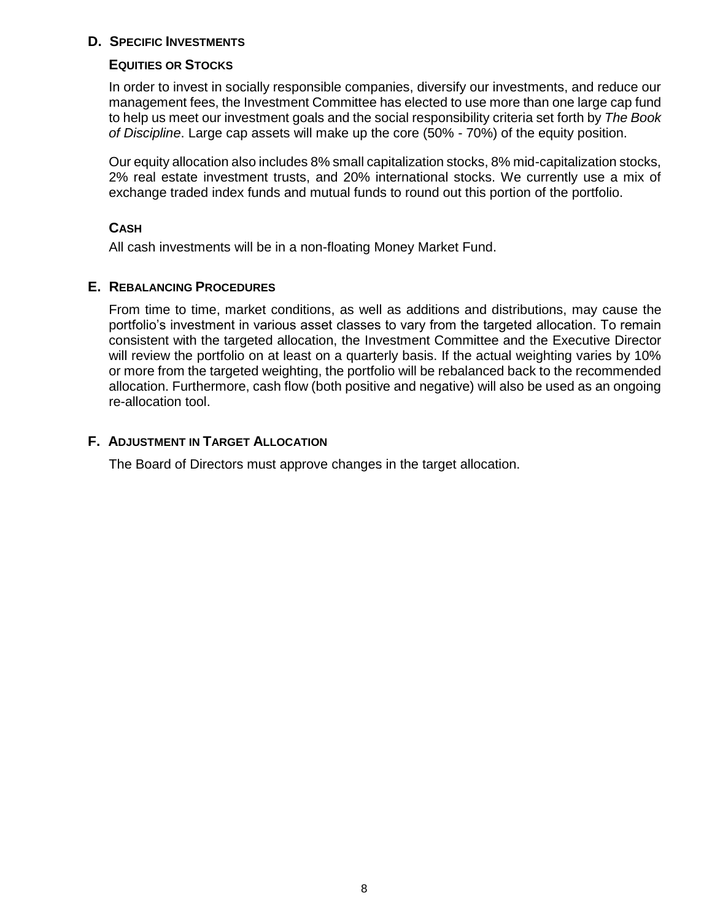## D. Specific Investments

### Equities or Stocks

In order to invest in socially responsible companies, diversify our investments, and reduce our management fees, the Investment Committee has elected to use more than one large cap fund to help us meet our investment goals and the social responsibility criteria set forth by *The Book of Discipline*. Large cap assets will make up the core (50% - 70%) of the equity position.

Our equity allocation also includes 8% small capitalization stocks, 8% mid-capitalization stocks, 2% real estate investment trusts, and 20% international stocks. We currently use a mix of exchange traded index funds and mutual funds to round out this portion of the portfolio.

### Cash

All cash investments will be in a non-floating Money Market Fund.

## E. Rebalancing Procedures

From time to time, market conditions, as well as additions and distributions, may cause the portfolio's investment in various asset classes to vary from the targeted allocation. To remain consistent with the targeted allocation, the Investment Committee and the Executive Director will review the portfolio on at least on a quarterly basis. If the actual weighting varies by 10% or more from the targeted weighting, the portfolio will be rebalanced back to the recommended allocation. Furthermore, cash flow (both positive and negative) will also be used as an ongoing re-allocation tool.

## F. Adjustment in Target Allocation

The Board of Directors must approve changes in the target allocation.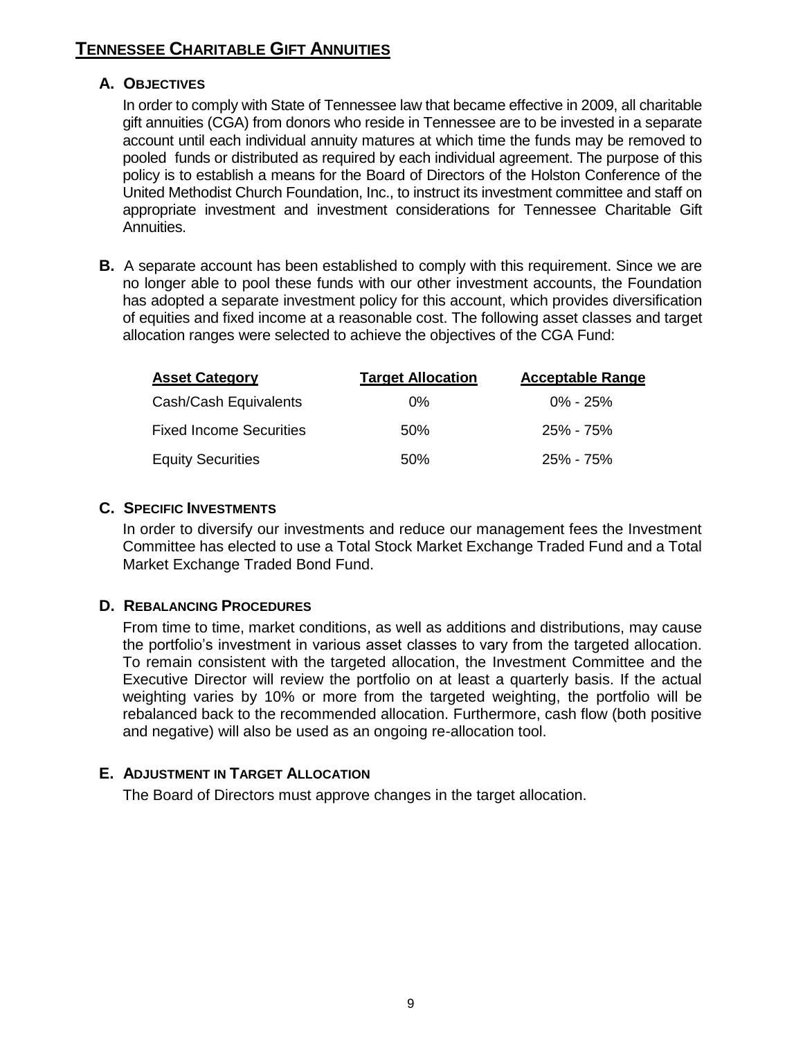## TENNESSEE CHARITABLE GIFT ANNUITIES

### A. OBJECTIVES

In order to comply with State of Tennessee law that became effective in 2009, all charitable gift annuities (CGA) from donors who reside in Tennessee are to be invested in a separate account until each individual annuity matures at which time the funds may be removed to pooled funds or distributed as required by each individual agreement. The purpose of this policy is to establish a means for the Board of Directors of the Holston Conference of the United Methodist Church Foundation, Inc., to instruct its investment committee and staff on appropriate investment and investment considerations for Tennessee Charitable Gift Annuities.

**B.** A separate account has been established to comply with this requirement. Since we are no longer able to pool these funds with our other investment accounts, the Foundation has adopted a separate investment policy for this account, which provides diversification of equities and fixed income at a reasonable cost. The following asset classes and target allocation ranges were selected to achieve the objectives of the CGA Fund:

| Asset Category | Target Allocation | Acceptable Range |
|---|---|---|
| Cash/Cash Equivalents | 0% | 0% - 25% |
| Fixed Income Securities | 50% | 25% - 75% |
| Equity Securities | 50% | 25% - 75% |

### C. SPECIFIC INVESTMENTS

In order to diversify our investments and reduce our management fees the Investment Committee has elected to use a Total Stock Market Exchange Traded Fund and a Total Market Exchange Traded Bond Fund.

### D. REBALANCING PROCEDURES

From time to time, market conditions, as well as additions and distributions, may cause the portfolio's investment in various asset classes to vary from the targeted allocation. To remain consistent with the targeted allocation, the Investment Committee and the Executive Director will review the portfolio on at least a quarterly basis. If the actual weighting varies by 10% or more from the targeted weighting, the portfolio will be rebalanced back to the recommended allocation. Furthermore, cash flow (both positive and negative) will also be used as an ongoing re-allocation tool.

### E. ADJUSTMENT IN TARGET ALLOCATION

The Board of Directors must approve changes in the target allocation.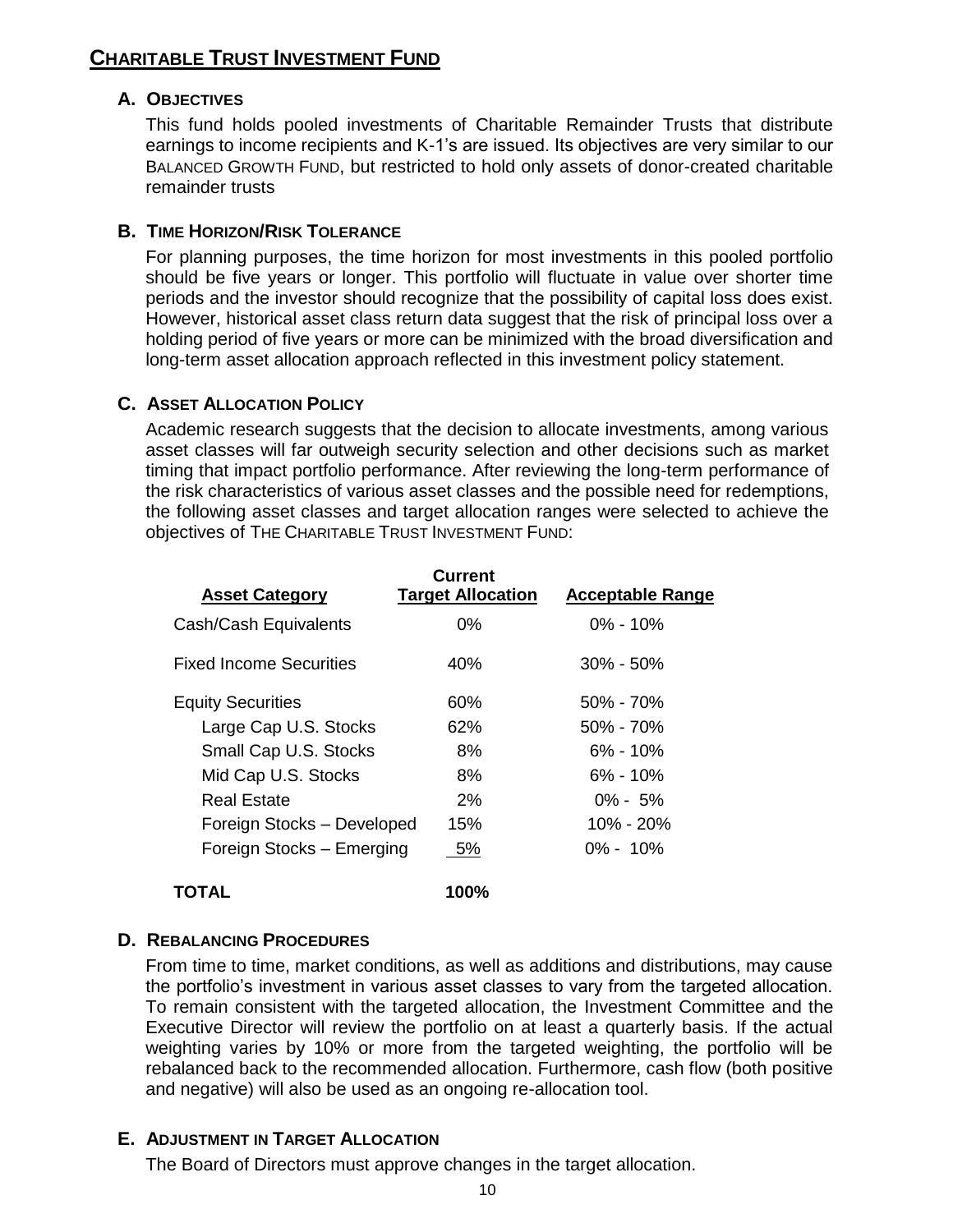## CHARITABLE TRUST INVESTMENT FUND

### A. OBJECTIVES

This fund holds pooled investments of Charitable Remainder Trusts that distribute earnings to income recipients and K-1's are issued. Its objectives are very similar to our BALANCED GROWTH FUND, but restricted to hold only assets of donor-created charitable remainder trusts

### B. TIME HORIZON/RISK TOLERANCE

For planning purposes, the time horizon for most investments in this pooled portfolio should be five years or longer. This portfolio will fluctuate in value over shorter time periods and the investor should recognize that the possibility of capital loss does exist. However, historical asset class return data suggest that the risk of principal loss over a holding period of five years or more can be minimized with the broad diversification and long-term asset allocation approach reflected in this investment policy statement.

### C. ASSET ALLOCATION POLICY

Academic research suggests that the decision to allocate investments, among various asset classes will far outweigh security selection and other decisions such as market timing that impact portfolio performance. After reviewing the long-term performance of the risk characteristics of various asset classes and the possible need for redemptions, the following asset classes and target allocation ranges were selected to achieve the objectives of THE CHARITABLE TRUST INVESTMENT FUND:

| Asset Category | Current Target Allocation | Acceptable Range |
|---|---|---|
| Cash/Cash Equivalents | 0% | 0% - 10% |
| Fixed Income Securities | 40% | 30% - 50% |
| Equity Securities | 60% | 50% - 70% |
| Large Cap U.S. Stocks | 62% | 50% - 70% |
| Small Cap U.S. Stocks | 8% | 6% - 10% |
| Mid Cap U.S. Stocks | 8% | 6% - 10% |
| Real Estate | 2% | 0% - 5% |
| Foreign Stocks – Developed | 15% | 10% - 20% |
| Foreign Stocks – Emerging | 5% | 0% - 10% |
| **TOTAL** | **100%** | |

### D. REBALANCING PROCEDURES

From time to time, market conditions, as well as additions and distributions, may cause the portfolio's investment in various asset classes to vary from the targeted allocation. To remain consistent with the targeted allocation, the Investment Committee and the Executive Director will review the portfolio on at least a quarterly basis. If the actual weighting varies by 10% or more from the targeted weighting, the portfolio will be rebalanced back to the recommended allocation. Furthermore, cash flow (both positive and negative) will also be used as an ongoing re-allocation tool.

### E. ADJUSTMENT IN TARGET ALLOCATION

The Board of Directors must approve changes in the target allocation.